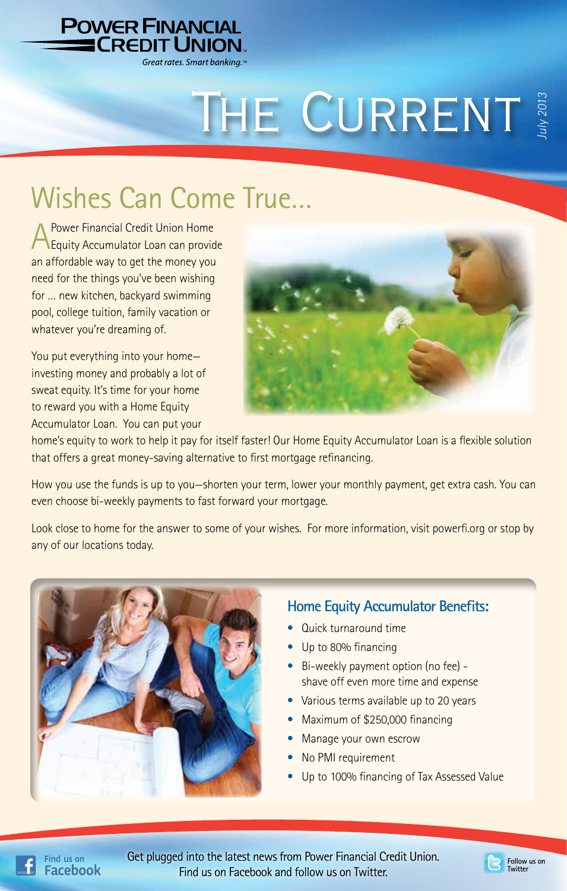**POWER FINANCIAL CREDIT UNION**

*Great rates. Smart banking.™*

# THE CURRENT

*July 2013*

## Wishes Can Come True...

A Power Financial Credit Union Home Equity Accumulator Loan can provide an affordable way to get the money you need for the things you've been wishing for … new kitchen, backyard swimming pool, college tuition, family vacation or whatever you're dreaming of.

You put everything into your home—investing money and probably a lot of sweat equity. It's time for your home to reward you with a Home Equity Accumulator Loan. You can put your home's equity to work to help it pay for itself faster! Our Home Equity Accumulator Loan is a flexible solution that offers a great money-saving alternative to first mortgage refinancing.

How you use the funds is up to you—shorten your term, lower your monthly payment, get extra cash. You can even choose bi-weekly payments to fast forward your mortgage.

Look close to home for the answer to some of your wishes. For more information, visit powerfi.org or stop by any of our locations today.

### Home Equity Accumulator Benefits:

- Quick turnaround time
- Up to 80% financing
- Bi-weekly payment option (no fee) - shave off even more time and expense
- Various terms available up to 20 years
- Maximum of $250,000 financing
- Manage your own escrow
- No PMI requirement
- Up to 100% financing of Tax Assessed Value

Find us on Facebook

Get plugged into the latest news from Power Financial Credit Union. Find us on Facebook and follow us on Twitter.

Follow us on Twitter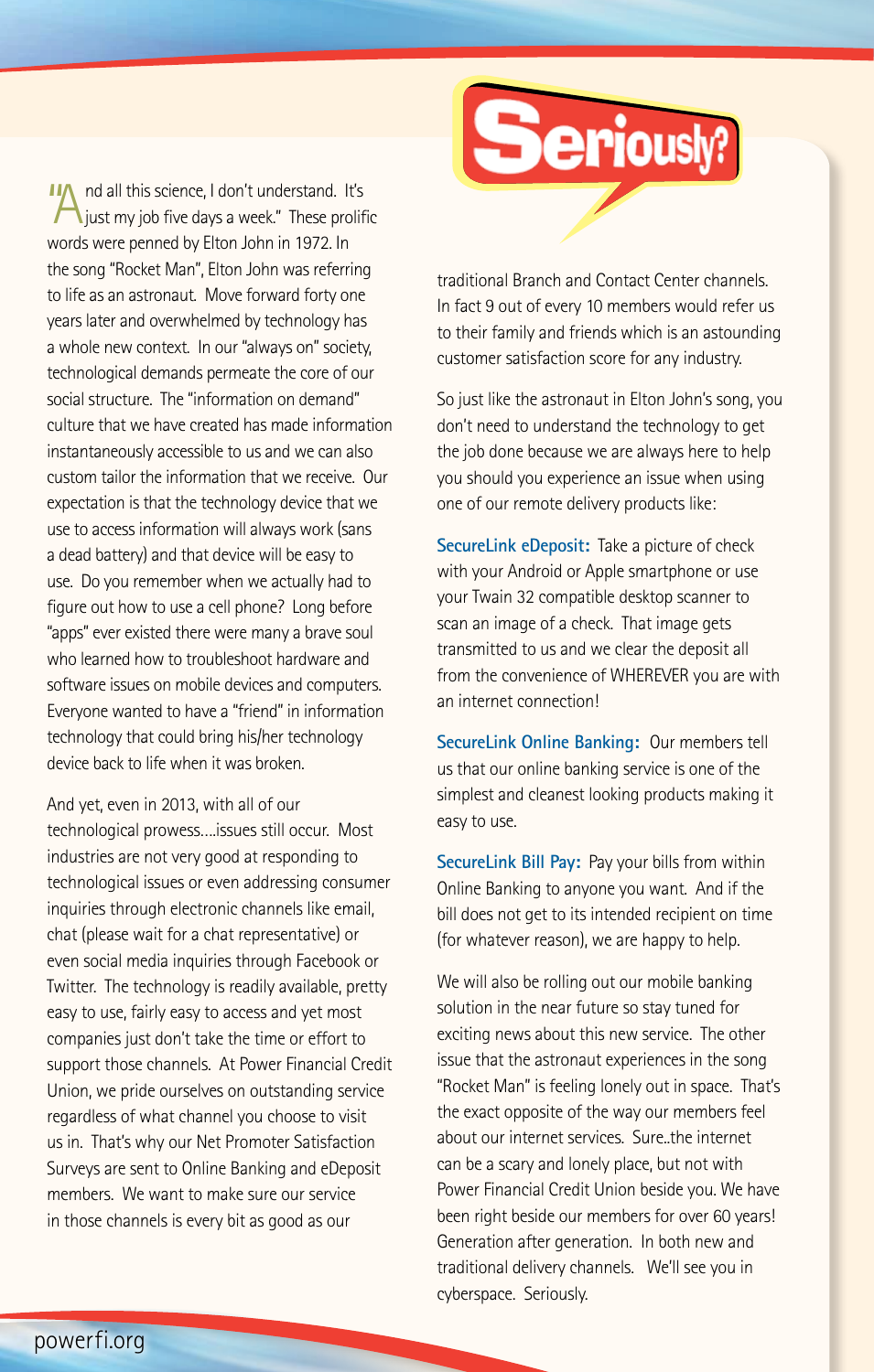# Seriously?

"And all this science, I don't understand. It's just my job five days a week." These prolific words were penned by Elton John in 1972. In the song "Rocket Man", Elton John was referring to life as an astronaut. Move forward forty one years later and overwhelmed by technology has a whole new context. In our "always on" society, technological demands permeate the core of our social structure. The "information on demand" culture that we have created has made information instantaneously accessible to us and we can also custom tailor the information that we receive. Our expectation is that the technology device that we use to access information will always work (sans a dead battery) and that device will be easy to use. Do you remember when we actually had to figure out how to use a cell phone? Long before "apps" ever existed there were many a brave soul who learned how to troubleshoot hardware and software issues on mobile devices and computers. Everyone wanted to have a "friend" in information technology that could bring his/her technology device back to life when it was broken.

And yet, even in 2013, with all of our technological prowess....issues still occur. Most industries are not very good at responding to technological issues or even addressing consumer inquiries through electronic channels like email, chat (please wait for a chat representative) or even social media inquiries through Facebook or Twitter. The technology is readily available, pretty easy to use, fairly easy to access and yet most companies just don't take the time or effort to support those channels. At Power Financial Credit Union, we pride ourselves on outstanding service regardless of what channel you choose to visit us in. That's why our Net Promoter Satisfaction Surveys are sent to Online Banking and eDeposit members. We want to make sure our service in those channels is every bit as good as our traditional Branch and Contact Center channels. In fact 9 out of every 10 members would refer us to their family and friends which is an astounding customer satisfaction score for any industry.

So just like the astronaut in Elton John's song, you don't need to understand the technology to get the job done because we are always here to help you should you experience an issue when using one of our remote delivery products like:

**SecureLink eDeposit:** Take a picture of check with your Android or Apple smartphone or use your Twain 32 compatible desktop scanner to scan an image of a check. That image gets transmitted to us and we clear the deposit all from the convenience of WHEREVER you are with an internet connection!

**SecureLink Online Banking:** Our members tell us that our online banking service is one of the simplest and cleanest looking products making it easy to use.

**SecureLink Bill Pay:** Pay your bills from within Online Banking to anyone you want. And if the bill does not get to its intended recipient on time (for whatever reason), we are happy to help.

We will also be rolling out our mobile banking solution in the near future so stay tuned for exciting news about this new service. The other issue that the astronaut experiences in the song "Rocket Man" is feeling lonely out in space. That's the exact opposite of the way our members feel about our internet services. Sure..the internet can be a scary and lonely place, but not with Power Financial Credit Union beside you. We have been right beside our members for over 60 years! Generation after generation. In both new and traditional delivery channels. We'll see you in cyberspace. Seriously.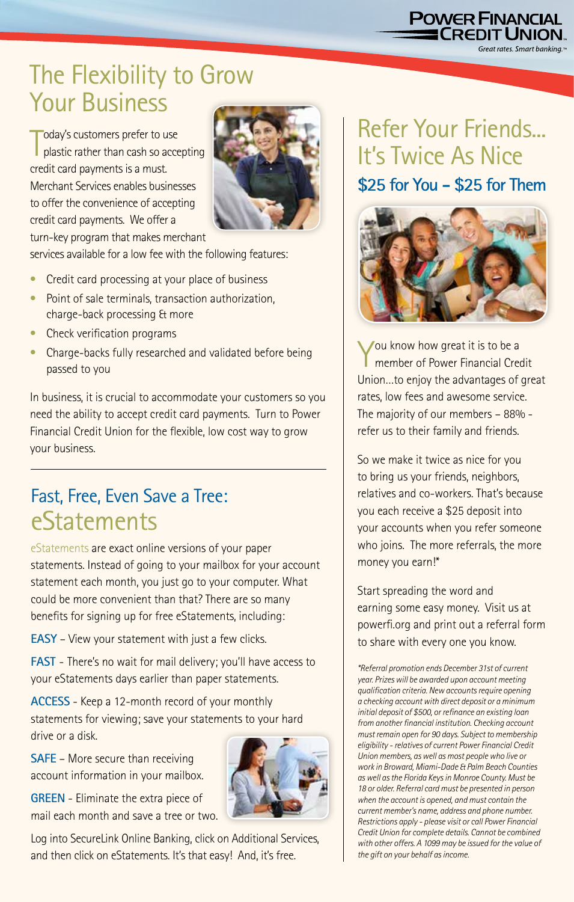# The Flexibility to Grow Your Business

Today's customers prefer to use plastic rather than cash so accepting credit card payments is a must. Merchant Services enables businesses to offer the convenience of accepting credit card payments. We offer a turn-key program that makes merchant services available for a low fee with the following features:

- Credit card processing at your place of business
- Point of sale terminals, transaction authorization, charge-back processing & more
- Check verification programs
- Charge-backs fully researched and validated before being passed to you

In business, it is crucial to accommodate your customers so you need the ability to accept credit card payments. Turn to Power Financial Credit Union for the flexible, low cost way to grow your business.

## Fast, Free, Even Save a Tree: eStatements

eStatements are exact online versions of your paper statements. Instead of going to your mailbox for your account statement each month, you just go to your computer. What could be more convenient than that? There are so many benefits for signing up for free eStatements, including:

**EASY** – View your statement with just a few clicks.

**FAST** - There's no wait for mail delivery; you'll have access to your eStatements days earlier than paper statements.

**ACCESS** - Keep a 12-month record of your monthly statements for viewing; save your statements to your hard drive or a disk.

**SAFE** – More secure than receiving account information in your mailbox.

**GREEN** - Eliminate the extra piece of mail each month and save a tree or two.

Log into SecureLink Online Banking, click on Additional Services, and then click on eStatements. It's that easy! And, it's free.

# Refer Your Friends... It's Twice As Nice

## $25 for You – $25 for Them

You know how great it is to be a member of Power Financial Credit Union...to enjoy the advantages of great rates, low fees and awesome service. The majority of our members – 88% - refer us to their family and friends.

So we make it twice as nice for you to bring us your friends, neighbors, relatives and co-workers. That's because you each receive a $25 deposit into your accounts when you refer someone who joins. The more referrals, the more money you earn!*

Start spreading the word and earning some easy money. Visit us at powerfi.org and print out a referral form to share with every one you know.

*\*Referral promotion ends December 31st of current year. Prizes will be awarded upon account meeting qualification criteria. New accounts require opening a checking account with direct deposit or a minimum initial deposit of $500, or refinance an existing loan from another financial institution. Checking account must remain open for 90 days. Subject to membership eligibility - relatives of current Power Financial Credit Union members, as well as most people who live or work in Broward, Miami-Dade & Palm Beach Counties as well as the Florida Keys in Monroe County. Must be 18 or older. Referral card must be presented in person when the account is opened, and must contain the current member's name, address and phone number. Restrictions apply - please visit or call Power Financial Credit Union for complete details. Cannot be combined with other offers. A 1099 may be issued for the value of the gift on your behalf as income.*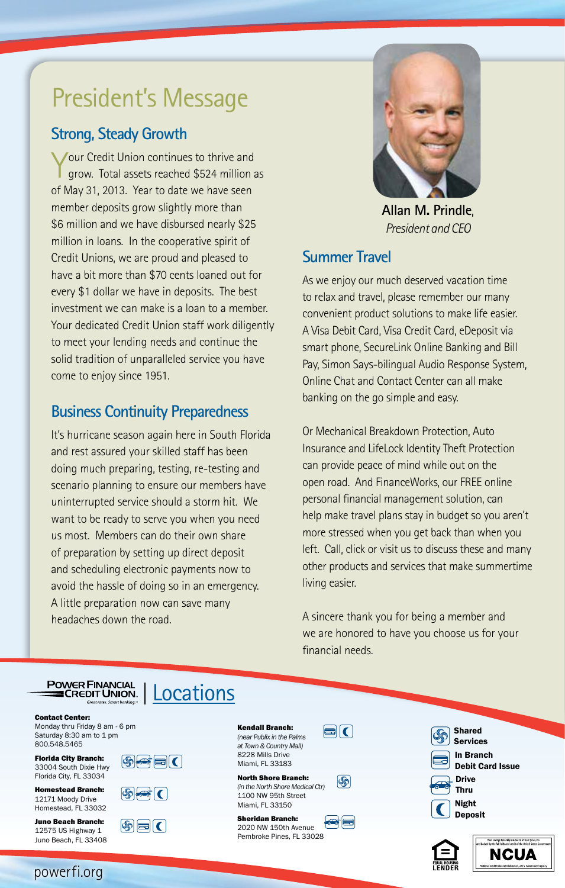# President's Message

## Strong, Steady Growth

Your Credit Union continues to thrive and grow. Total assets reached $524 million as of May 31, 2013. Year to date we have seen member deposits grow slightly more than $6 million and we have disbursed nearly $25 million in loans. In the cooperative spirit of Credit Unions, we are proud and pleased to have a bit more than $70 cents loaned out for every $1 dollar we have in deposits. The best investment we can make is a loan to a member. Your dedicated Credit Union staff work diligently to meet your lending needs and continue the solid tradition of unparalleled service you have come to enjoy since 1951.

## Business Continuity Preparedness

It's hurricane season again here in South Florida and rest assured your skilled staff has been doing much preparing, testing, re-testing and scenario planning to ensure our members have uninterrupted service should a storm hit. We want to be ready to serve you when you need us most. Members can do their own share of preparation by setting up direct deposit and scheduling electronic payments now to avoid the hassle of doing so in an emergency. A little preparation now can save many headaches down the road.

**Allan M. Prindle,**
*President and CEO*

## Summer Travel

As we enjoy our much deserved vacation time to relax and travel, please remember our many convenient product solutions to make life easier. A Visa Debit Card, Visa Credit Card, eDeposit via smart phone, SecureLink Online Banking and Bill Pay, Simon Says-bilingual Audio Response System, Online Chat and Contact Center can all make banking on the go simple and easy.

Or Mechanical Breakdown Protection, Auto Insurance and LifeLock Identity Theft Protection can provide peace of mind while out on the open road. And FinanceWorks, our FREE online personal financial management solution, can help make travel plans stay in budget so you aren't more stressed when you get back than when you left. Call, click or visit us to discuss these and many other products and services that make summertime living easier.

A sincere thank you for being a member and we are honored to have you choose us for your financial needs.

## Power Financial Credit Union Locations

*Great rates. Smart banking.*

**Contact Center:**
Monday thru Friday 8 am - 6 pm
Saturday 8:30 am to 1 pm
800.548.5465

**Florida City Branch:**
33004 South Dixie Hwy
Florida City, FL 33034

**Homestead Branch:**
12171 Moody Drive
Homestead, FL 33032

**Juno Beach Branch:**
12575 US Highway 1
Juno Beach, FL 33408

**Kendall Branch:**
*(near Publix in the Palms at Town & Country Mall)*
8228 Mills Drive
Miami, FL 33183

**North Shore Branch:**
*(in the North Shore Medical Ctr)*
1100 NW 95th Street
Miami, FL 33150

**Sheridan Branch:**
2020 NW 150th Avenue
Pembroke Pines, FL 33028

- **Shared Services**
- **In Branch Debit Card Issue**
- **Drive Thru**
- **Night Deposit**

EQUAL HOUSING LENDER

NCUA

powerfi.org